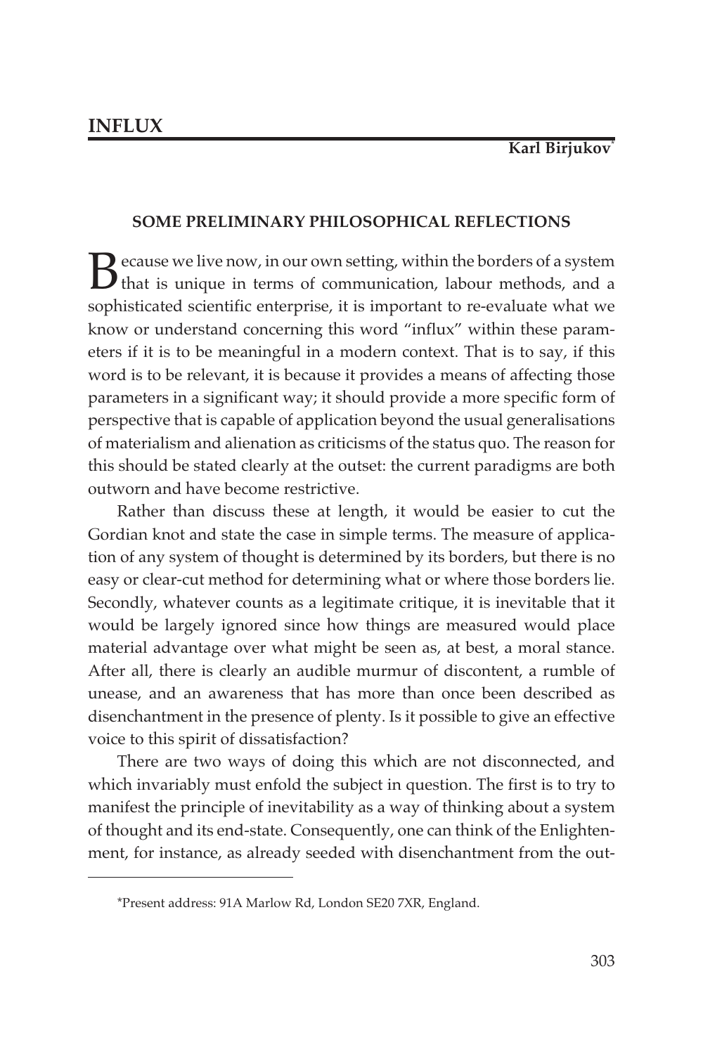# INFLUX

**Karl Birjukov**[*]

## SOME PRELIMINARY PHILOSOPHICAL REFLECTIONS

Because we live now, in our own setting, within the borders of a system that is unique in terms of communication, labour methods, and a sophisticated scientific enterprise, it is important to re-evaluate what we know or understand concerning this word "influx" within these parameters if it is to be meaningful in a modern context. That is to say, if this word is to be relevant, it is because it provides a means of affecting those parameters in a significant way; it should provide a more specific form of perspective that is capable of application beyond the usual generalisations of materialism and alienation as criticisms of the status quo. The reason for this should be stated clearly at the outset: the current paradigms are both outworn and have become restrictive.

Rather than discuss these at length, it would be easier to cut the Gordian knot and state the case in simple terms. The measure of application of any system of thought is determined by its borders, but there is no easy or clear-cut method for determining what or where those borders lie. Secondly, whatever counts as a legitimate critique, it is inevitable that it would be largely ignored since how things are measured would place material advantage over what might be seen as, at best, a moral stance. After all, there is clearly an audible murmur of discontent, a rumble of unease, and an awareness that has more than once been described as disenchantment in the presence of plenty. Is it possible to give an effective voice to this spirit of dissatisfaction?

There are two ways of doing this which are not disconnected, and which invariably must enfold the subject in question. The first is to try to manifest the principle of inevitability as a way of thinking about a system of thought and its end-state. Consequently, one can think of the Enlightenment, for instance, as already seeded with disenchantment from the out-

---

*Present address: 91A Marlow Rd, London SE20 7XR, England.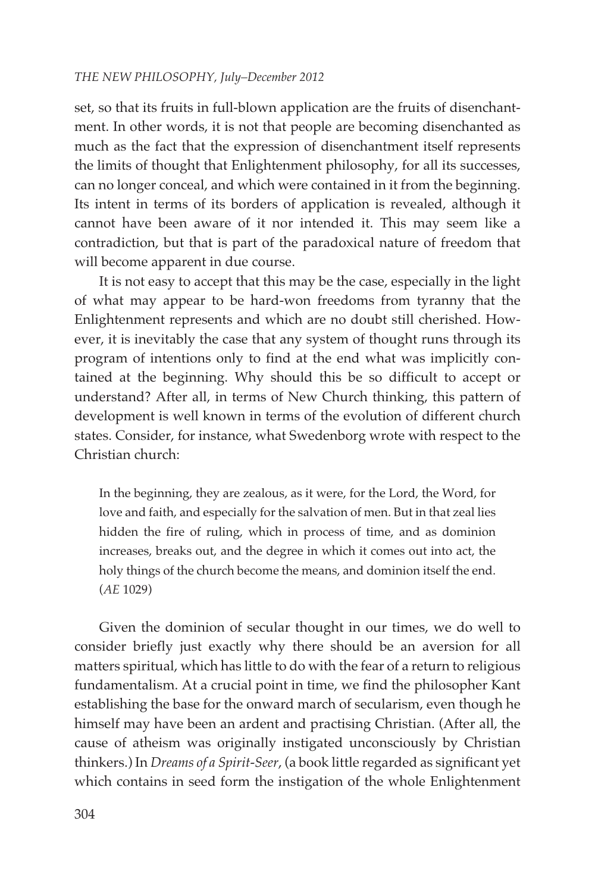set, so that its fruits in full-blown application are the fruits of disenchantment. In other words, it is not that people are becoming disenchanted as much as the fact that the expression of disenchantment itself represents the limits of thought that Enlightenment philosophy, for all its successes, can no longer conceal, and which were contained in it from the beginning. Its intent in terms of its borders of application is revealed, although it cannot have been aware of it nor intended it. This may seem like a contradiction, but that is part of the paradoxical nature of freedom that will become apparent in due course.

It is not easy to accept that this may be the case, especially in the light of what may appear to be hard-won freedoms from tyranny that the Enlightenment represents and which are no doubt still cherished. However, it is inevitably the case that any system of thought runs through its program of intentions only to find at the end what was implicitly contained at the beginning. Why should this be so difficult to accept or understand? After all, in terms of New Church thinking, this pattern of development is well known in terms of the evolution of different church states. Consider, for instance, what Swedenborg wrote with respect to the Christian church:

> In the beginning, they are zealous, as it were, for the Lord, the Word, for love and faith, and especially for the salvation of men. But in that zeal lies hidden the fire of ruling, which in process of time, and as dominion increases, breaks out, and the degree in which it comes out into act, the holy things of the church become the means, and dominion itself the end. (*AE* 1029)

Given the dominion of secular thought in our times, we do well to consider briefly just exactly why there should be an aversion for all matters spiritual, which has little to do with the fear of a return to religious fundamentalism. At a crucial point in time, we find the philosopher Kant establishing the base for the onward march of secularism, even though he himself may have been an ardent and practising Christian. (After all, the cause of atheism was originally instigated unconsciously by Christian thinkers.) In *Dreams of a Spirit-Seer*, (a book little regarded as significant yet which contains in seed form the instigation of the whole Enlightenment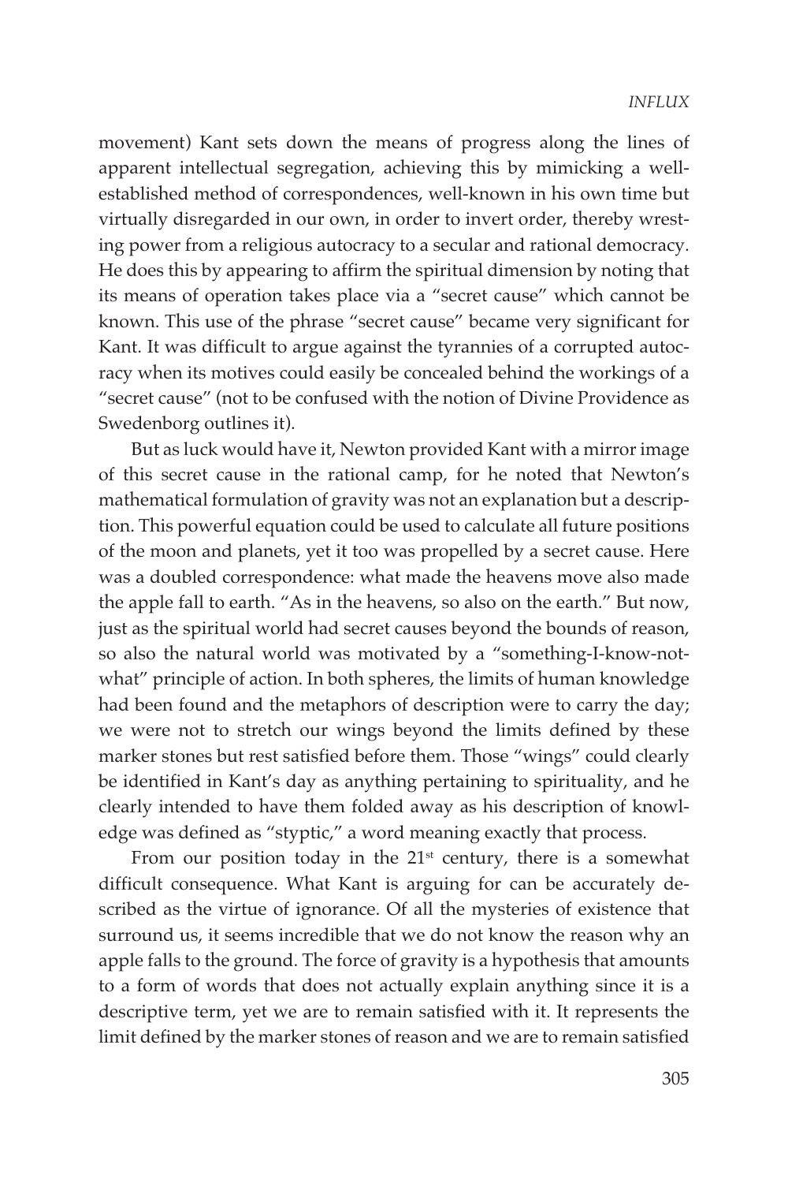movement) Kant sets down the means of progress along the lines of apparent intellectual segregation, achieving this by mimicking a well-established method of correspondences, well-known in his own time but virtually disregarded in our own, in order to invert order, thereby wresting power from a religious autocracy to a secular and rational democracy. He does this by appearing to affirm the spiritual dimension by noting that its means of operation takes place via a "secret cause" which cannot be known. This use of the phrase "secret cause" became very significant for Kant. It was difficult to argue against the tyrannies of a corrupted autocracy when its motives could easily be concealed behind the workings of a "secret cause" (not to be confused with the notion of Divine Providence as Swedenborg outlines it).

But as luck would have it, Newton provided Kant with a mirror image of this secret cause in the rational camp, for he noted that Newton's mathematical formulation of gravity was not an explanation but a description. This powerful equation could be used to calculate all future positions of the moon and planets, yet it too was propelled by a secret cause. Here was a doubled correspondence: what made the heavens move also made the apple fall to earth. "As in the heavens, so also on the earth." But now, just as the spiritual world had secret causes beyond the bounds of reason, so also the natural world was motivated by a "something-I-know-not-what" principle of action. In both spheres, the limits of human knowledge had been found and the metaphors of description were to carry the day; we were not to stretch our wings beyond the limits defined by these marker stones but rest satisfied before them. Those "wings" could clearly be identified in Kant's day as anything pertaining to spirituality, and he clearly intended to have them folded away as his description of knowledge was defined as "styptic," a word meaning exactly that process.

From our position today in the 21st century, there is a somewhat difficult consequence. What Kant is arguing for can be accurately described as the virtue of ignorance. Of all the mysteries of existence that surround us, it seems incredible that we do not know the reason why an apple falls to the ground. The force of gravity is a hypothesis that amounts to a form of words that does not actually explain anything since it is a descriptive term, yet we are to remain satisfied with it. It represents the limit defined by the marker stones of reason and we are to remain satisfied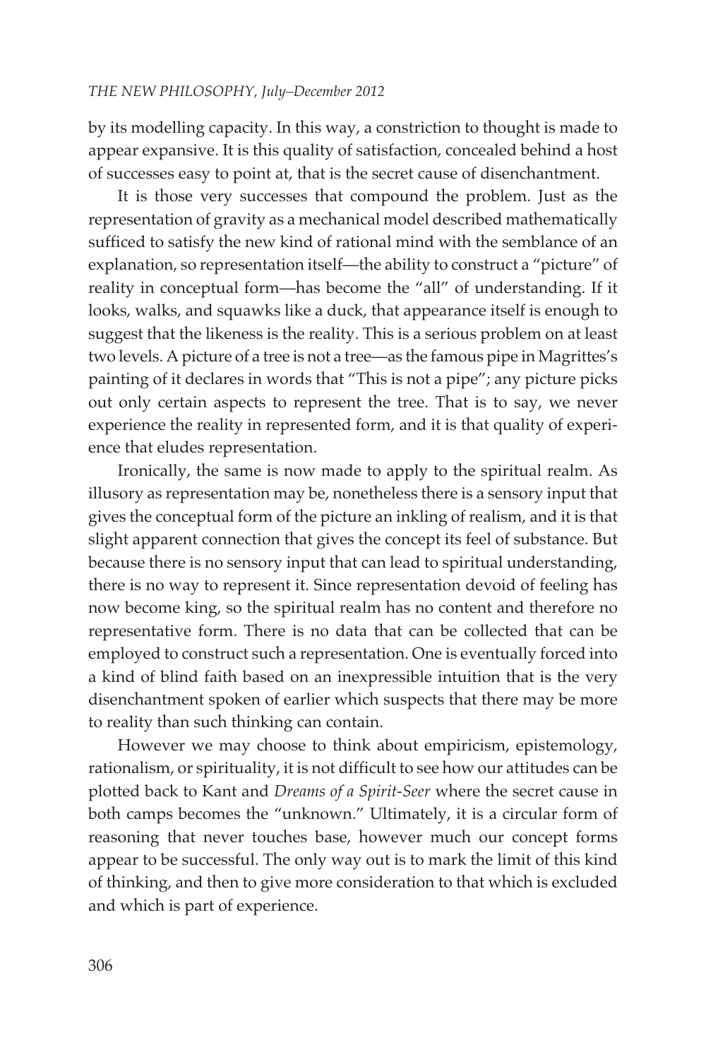by its modelling capacity. In this way, a constriction to thought is made to appear expansive. It is this quality of satisfaction, concealed behind a host of successes easy to point at, that is the secret cause of disenchantment.

It is those very successes that compound the problem. Just as the representation of gravity as a mechanical model described mathematically sufficed to satisfy the new kind of rational mind with the semblance of an explanation, so representation itself—the ability to construct a "picture" of reality in conceptual form—has become the "all" of understanding. If it looks, walks, and squawks like a duck, that appearance itself is enough to suggest that the likeness is the reality. This is a serious problem on at least two levels. A picture of a tree is not a tree—as the famous pipe in Magrittes's painting of it declares in words that "This is not a pipe"; any picture picks out only certain aspects to represent the tree. That is to say, we never experience the reality in represented form, and it is that quality of experience that eludes representation.

Ironically, the same is now made to apply to the spiritual realm. As illusory as representation may be, nonetheless there is a sensory input that gives the conceptual form of the picture an inkling of realism, and it is that slight apparent connection that gives the concept its feel of substance. But because there is no sensory input that can lead to spiritual understanding, there is no way to represent it. Since representation devoid of feeling has now become king, so the spiritual realm has no content and therefore no representative form. There is no data that can be collected that can be employed to construct such a representation. One is eventually forced into a kind of blind faith based on an inexpressible intuition that is the very disenchantment spoken of earlier which suspects that there may be more to reality than such thinking can contain.

However we may choose to think about empiricism, epistemology, rationalism, or spirituality, it is not difficult to see how our attitudes can be plotted back to Kant and *Dreams of a Spirit-Seer* where the secret cause in both camps becomes the "unknown." Ultimately, it is a circular form of reasoning that never touches base, however much our concept forms appear to be successful. The only way out is to mark the limit of this kind of thinking, and then to give more consideration to that which is excluded and which is part of experience.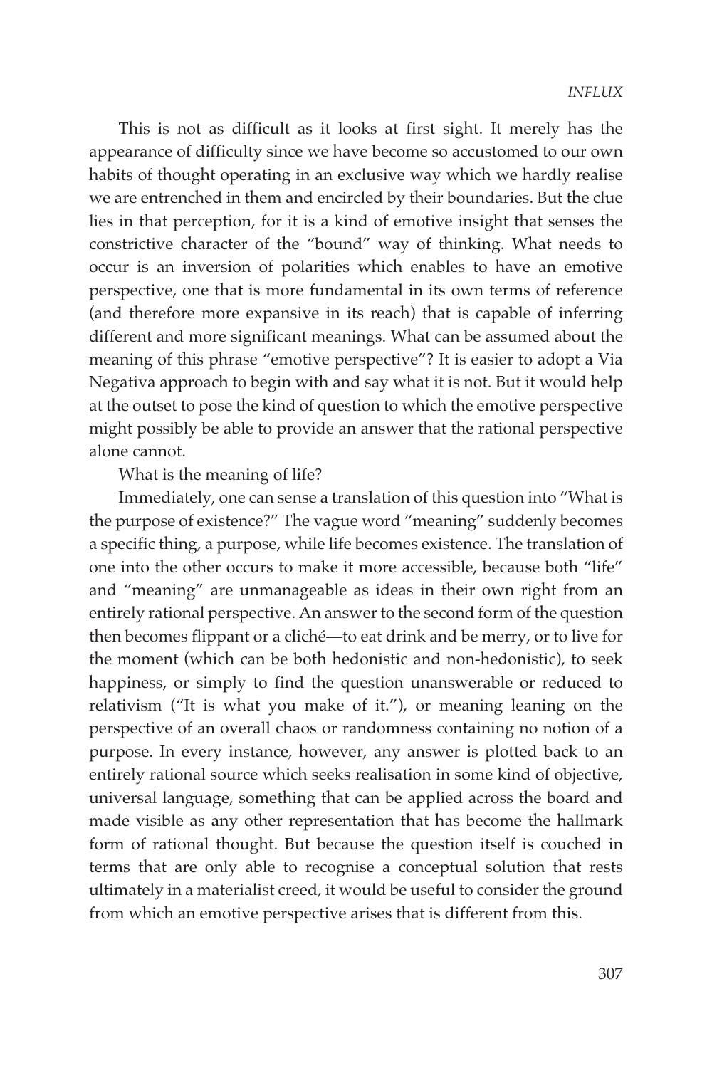This is not as difficult as it looks at first sight. It merely has the appearance of difficulty since we have become so accustomed to our own habits of thought operating in an exclusive way which we hardly realise we are entrenched in them and encircled by their boundaries. But the clue lies in that perception, for it is a kind of emotive insight that senses the constrictive character of the "bound" way of thinking. What needs to occur is an inversion of polarities which enables to have an emotive perspective, one that is more fundamental in its own terms of reference (and therefore more expansive in its reach) that is capable of inferring different and more significant meanings. What can be assumed about the meaning of this phrase "emotive perspective"? It is easier to adopt a Via Negativa approach to begin with and say what it is not. But it would help at the outset to pose the kind of question to which the emotive perspective might possibly be able to provide an answer that the rational perspective alone cannot.

What is the meaning of life?

Immediately, one can sense a translation of this question into "What is the purpose of existence?" The vague word "meaning" suddenly becomes a specific thing, a purpose, while life becomes existence. The translation of one into the other occurs to make it more accessible, because both "life" and "meaning" are unmanageable as ideas in their own right from an entirely rational perspective. An answer to the second form of the question then becomes flippant or a cliché—to eat drink and be merry, or to live for the moment (which can be both hedonistic and non-hedonistic), to seek happiness, or simply to find the question unanswerable or reduced to relativism ("It is what you make of it."), or meaning leaning on the perspective of an overall chaos or randomness containing no notion of a purpose. In every instance, however, any answer is plotted back to an entirely rational source which seeks realisation in some kind of objective, universal language, something that can be applied across the board and made visible as any other representation that has become the hallmark form of rational thought. But because the question itself is couched in terms that are only able to recognise a conceptual solution that rests ultimately in a materialist creed, it would be useful to consider the ground from which an emotive perspective arises that is different from this.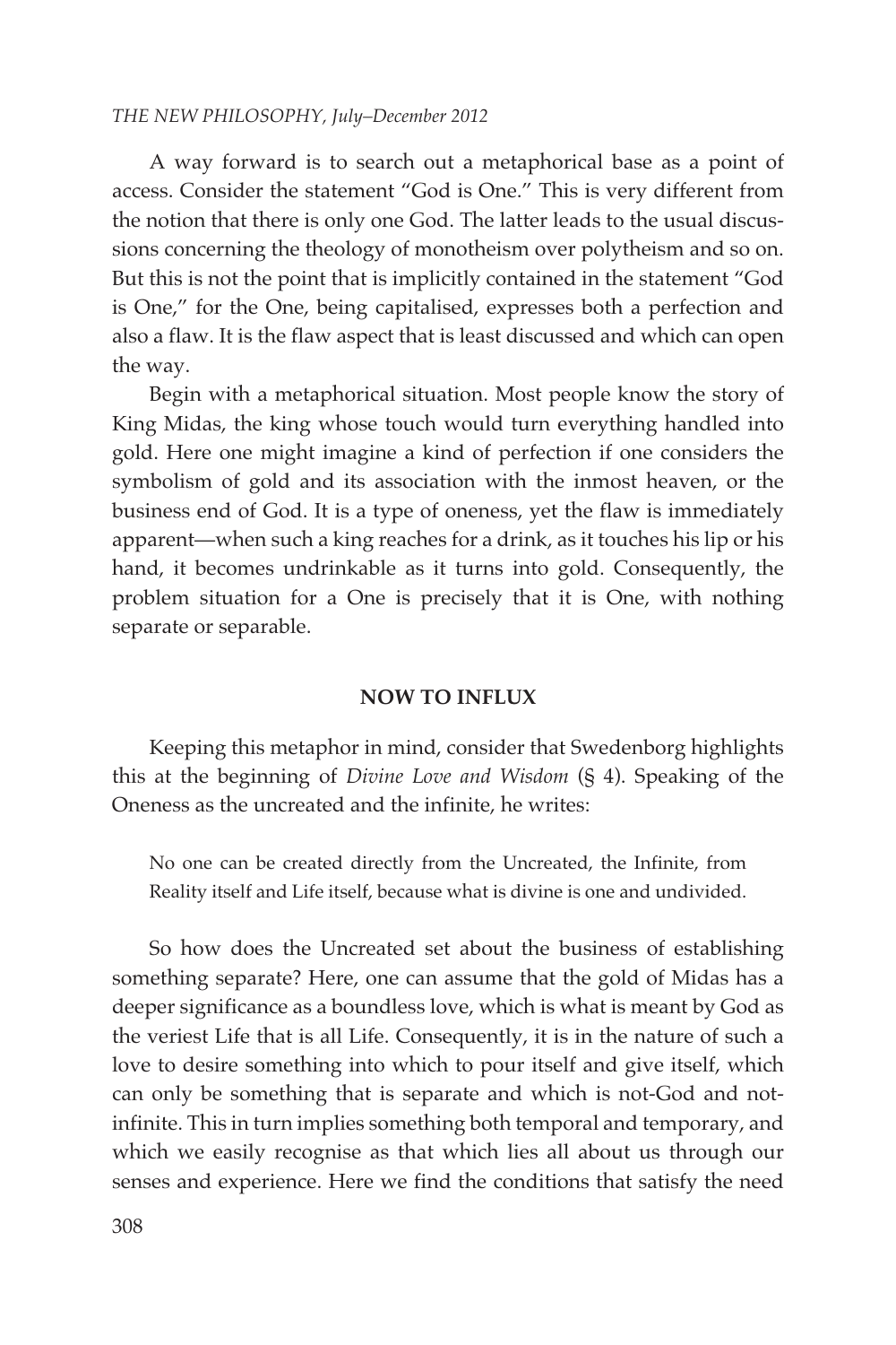A way forward is to search out a metaphorical base as a point of access. Consider the statement "God is One." This is very different from the notion that there is only one God. The latter leads to the usual discussions concerning the theology of monotheism over polytheism and so on. But this is not the point that is implicitly contained in the statement "God is One," for the One, being capitalised, expresses both a perfection and also a flaw. It is the flaw aspect that is least discussed and which can open the way.

Begin with a metaphorical situation. Most people know the story of King Midas, the king whose touch would turn everything handled into gold. Here one might imagine a kind of perfection if one considers the symbolism of gold and its association with the inmost heaven, or the business end of God. It is a type of oneness, yet the flaw is immediately apparent—when such a king reaches for a drink, as it touches his lip or his hand, it becomes undrinkable as it turns into gold. Consequently, the problem situation for a One is precisely that it is One, with nothing separate or separable.

## NOW TO INFLUX

Keeping this metaphor in mind, consider that Swedenborg highlights this at the beginning of *Divine Love and Wisdom* (§ 4). Speaking of the Oneness as the uncreated and the infinite, he writes:

> No one can be created directly from the Uncreated, the Infinite, from Reality itself and Life itself, because what is divine is one and undivided.

So how does the Uncreated set about the business of establishing something separate? Here, one can assume that the gold of Midas has a deeper significance as a boundless love, which is what is meant by God as the veriest Life that is all Life. Consequently, it is in the nature of such a love to desire something into which to pour itself and give itself, which can only be something that is separate and which is not-God and not-infinite. This in turn implies something both temporal and temporary, and which we easily recognise as that which lies all about us through our senses and experience. Here we find the conditions that satisfy the need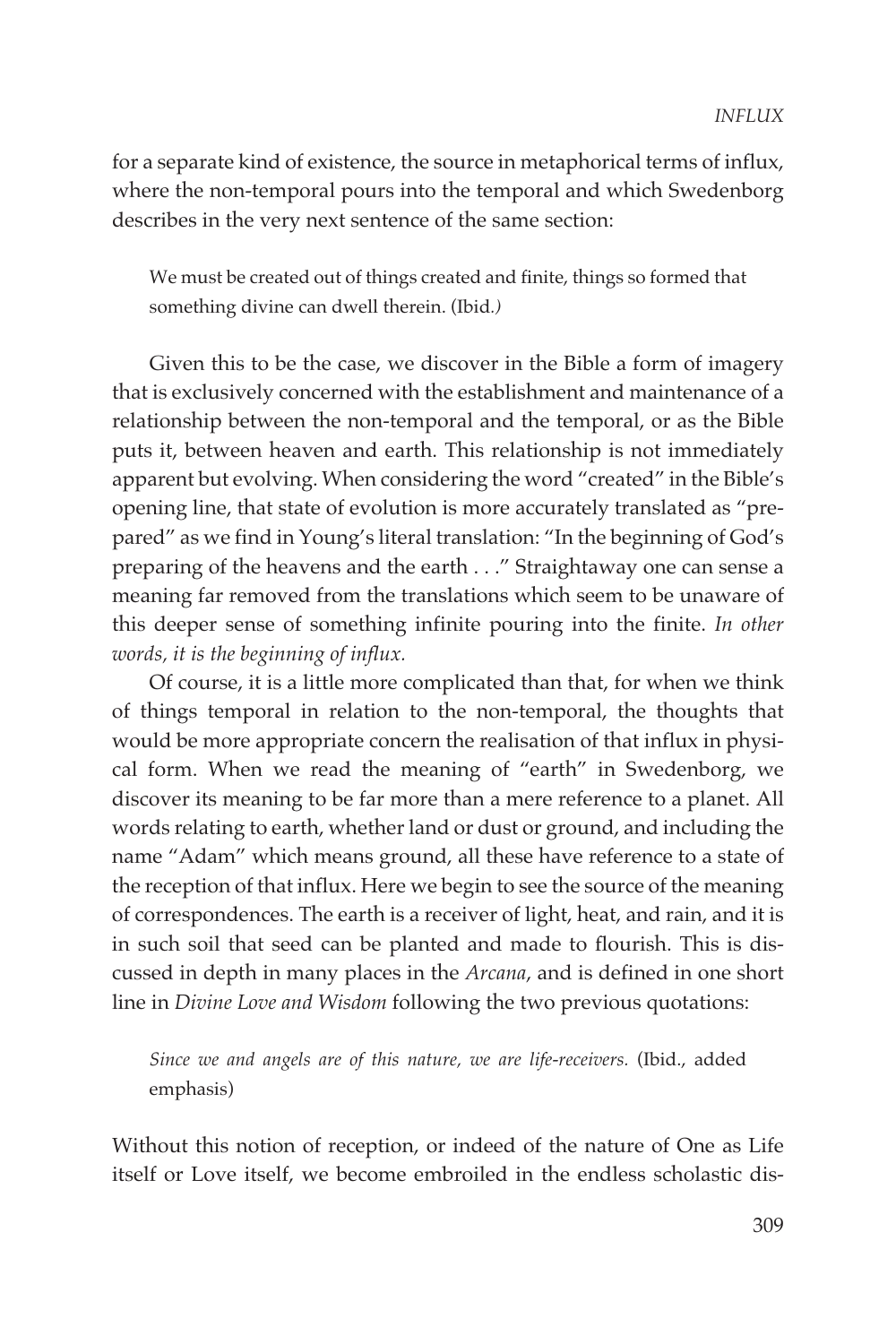for a separate kind of existence, the source in metaphorical terms of influx, where the non-temporal pours into the temporal and which Swedenborg describes in the very next sentence of the same section:

> We must be created out of things created and finite, things so formed that something divine can dwell therein. (Ibid.)

Given this to be the case, we discover in the Bible a form of imagery that is exclusively concerned with the establishment and maintenance of a relationship between the non-temporal and the temporal, or as the Bible puts it, between heaven and earth. This relationship is not immediately apparent but evolving. When considering the word "created" in the Bible's opening line, that state of evolution is more accurately translated as "prepared" as we find in Young's literal translation: "In the beginning of God's preparing of the heavens and the earth . . ." Straightaway one can sense a meaning far removed from the translations which seem to be unaware of this deeper sense of something infinite pouring into the finite. *In other words, it is the beginning of influx.*

Of course, it is a little more complicated than that, for when we think of things temporal in relation to the non-temporal, the thoughts that would be more appropriate concern the realisation of that influx in physical form. When we read the meaning of "earth" in Swedenborg, we discover its meaning to be far more than a mere reference to a planet. All words relating to earth, whether land or dust or ground, and including the name "Adam" which means ground, all these have reference to a state of the reception of that influx. Here we begin to see the source of the meaning of correspondences. The earth is a receiver of light, heat, and rain, and it is in such soil that seed can be planted and made to flourish. This is discussed in depth in many places in the *Arcana*, and is defined in one short line in *Divine Love and Wisdom* following the two previous quotations:

> *Since we and angels are of this nature, we are life-receivers.* (Ibid., added emphasis)

Without this notion of reception, or indeed of the nature of One as Life itself or Love itself, we become embroiled in the endless scholastic dis-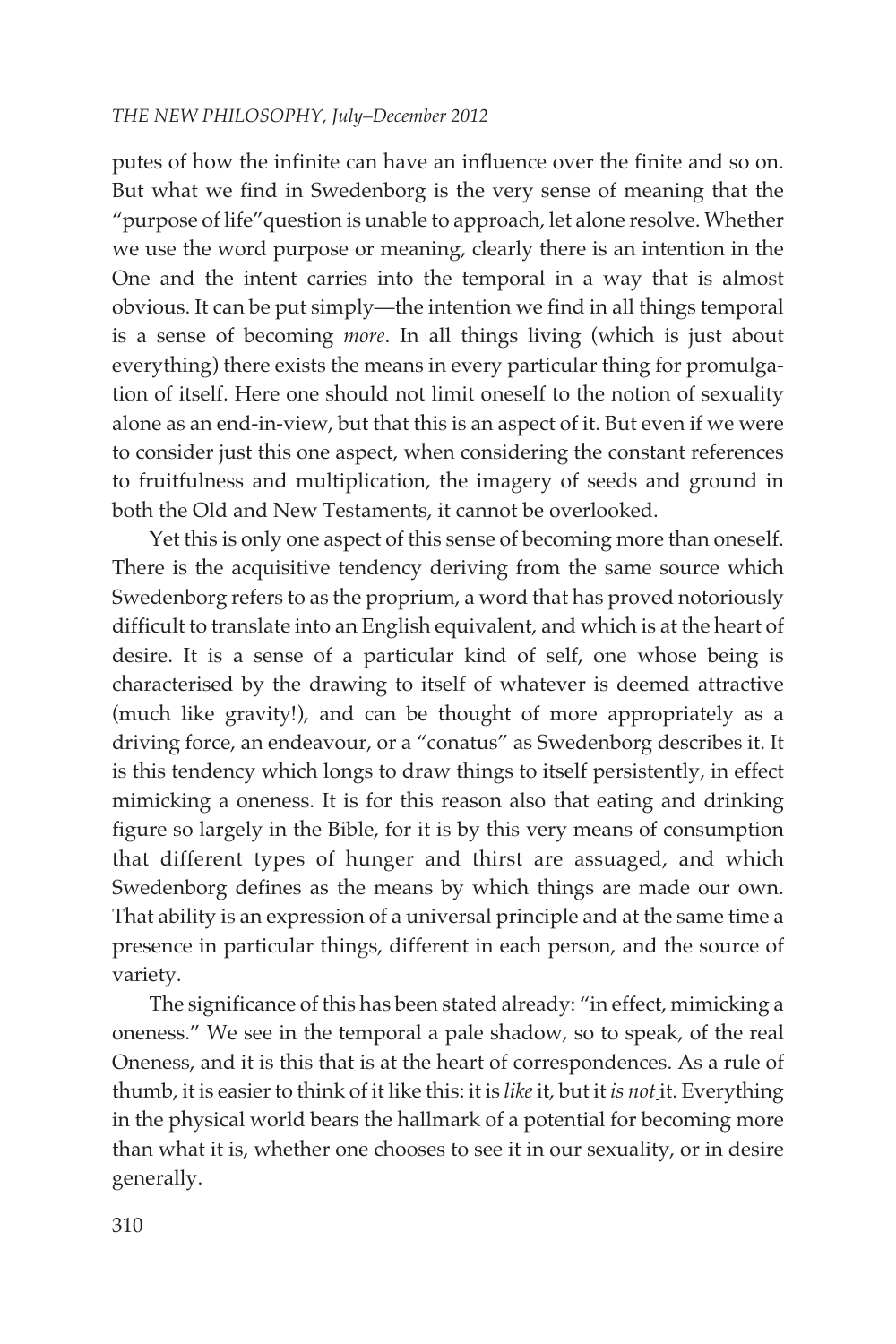putes of how the infinite can have an influence over the finite and so on. But what we find in Swedenborg is the very sense of meaning that the "purpose of life" question is unable to approach, let alone resolve. Whether we use the word purpose or meaning, clearly there is an intention in the One and the intent carries into the temporal in a way that is almost obvious. It can be put simply—the intention we find in all things temporal is a sense of becoming *more*. In all things living (which is just about everything) there exists the means in every particular thing for promulgation of itself. Here one should not limit oneself to the notion of sexuality alone as an end-in-view, but that this is an aspect of it. But even if we were to consider just this one aspect, when considering the constant references to fruitfulness and multiplication, the imagery of seeds and ground in both the Old and New Testaments, it cannot be overlooked.

Yet this is only one aspect of this sense of becoming more than oneself. There is the acquisitive tendency deriving from the same source which Swedenborg refers to as the proprium, a word that has proved notoriously difficult to translate into an English equivalent, and which is at the heart of desire. It is a sense of a particular kind of self, one whose being is characterised by the drawing to itself of whatever is deemed attractive (much like gravity!), and can be thought of more appropriately as a driving force, an endeavour, or a "conatus" as Swedenborg describes it. It is this tendency which longs to draw things to itself persistently, in effect mimicking a oneness. It is for this reason also that eating and drinking figure so largely in the Bible, for it is by this very means of consumption that different types of hunger and thirst are assuaged, and which Swedenborg defines as the means by which things are made our own. That ability is an expression of a universal principle and at the same time a presence in particular things, different in each person, and the source of variety.

The significance of this has been stated already: "in effect, mimicking a oneness." We see in the temporal a pale shadow, so to speak, of the real Oneness, and it is this that is at the heart of correspondences. As a rule of thumb, it is easier to think of it like this: it is *like* it, but it *is not* it. Everything in the physical world bears the hallmark of a potential for becoming more than what it is, whether one chooses to see it in our sexuality, or in desire generally.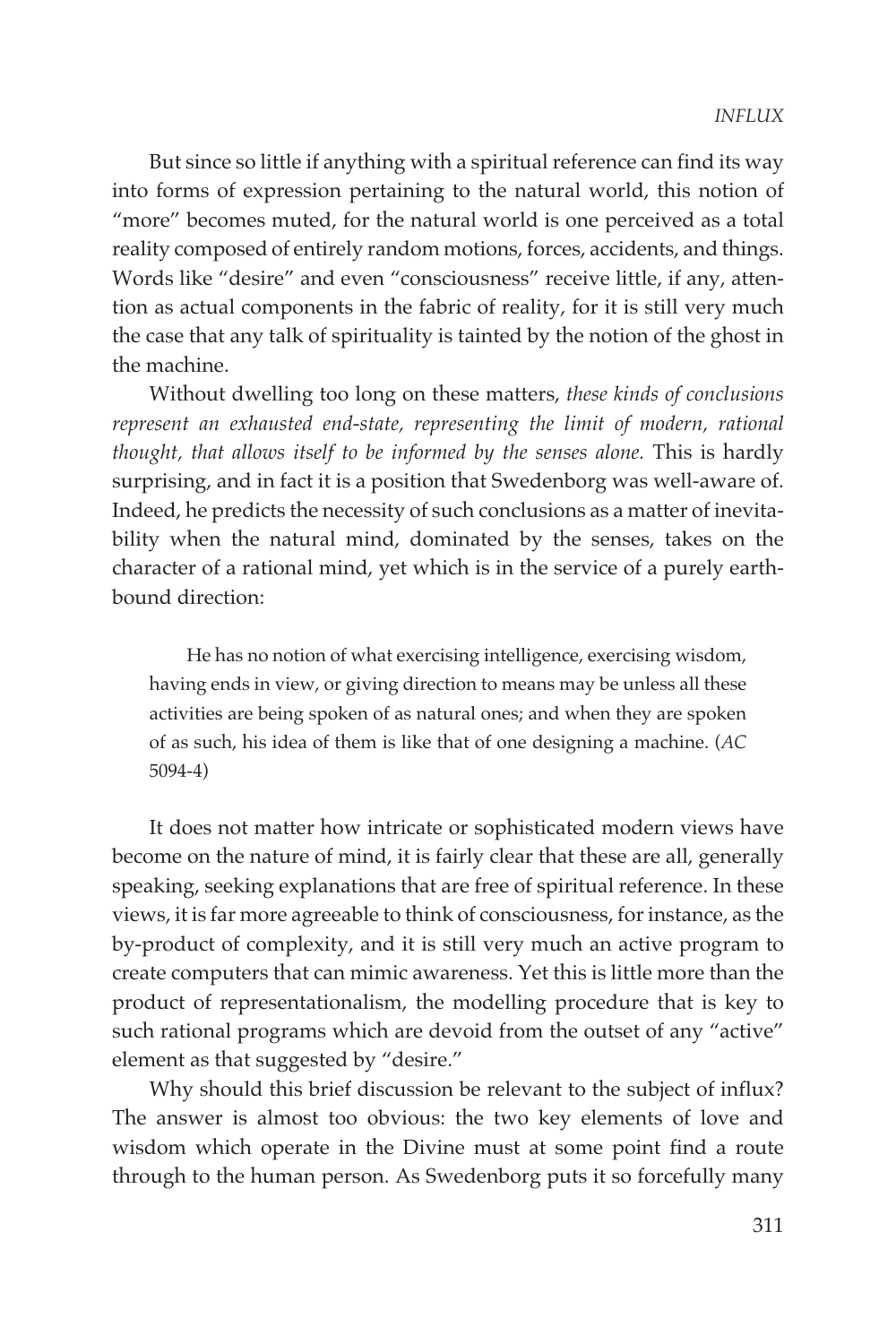But since so little if anything with a spiritual reference can find its way into forms of expression pertaining to the natural world, this notion of "more" becomes muted, for the natural world is one perceived as a total reality composed of entirely random motions, forces, accidents, and things. Words like "desire" and even "consciousness" receive little, if any, attention as actual components in the fabric of reality, for it is still very much the case that any talk of spirituality is tainted by the notion of the ghost in the machine.

Without dwelling too long on these matters, *these kinds of conclusions represent an exhausted end-state, representing the limit of modern, rational thought, that allows itself to be informed by the senses alone.* This is hardly surprising, and in fact it is a position that Swedenborg was well-aware of. Indeed, he predicts the necessity of such conclusions as a matter of inevitability when the natural mind, dominated by the senses, takes on the character of a rational mind, yet which is in the service of a purely earth-bound direction:

> He has no notion of what exercising intelligence, exercising wisdom, having ends in view, or giving direction to means may be unless all these activities are being spoken of as natural ones; and when they are spoken of as such, his idea of them is like that of one designing a machine. (*AC* 5094-4)

It does not matter how intricate or sophisticated modern views have become on the nature of mind, it is fairly clear that these are all, generally speaking, seeking explanations that are free of spiritual reference. In these views, it is far more agreeable to think of consciousness, for instance, as the by-product of complexity, and it is still very much an active program to create computers that can mimic awareness. Yet this is little more than the product of representationalism, the modelling procedure that is key to such rational programs which are devoid from the outset of any "active" element as that suggested by "desire."

Why should this brief discussion be relevant to the subject of influx? The answer is almost too obvious: the two key elements of love and wisdom which operate in the Divine must at some point find a route through to the human person. As Swedenborg puts it so forcefully many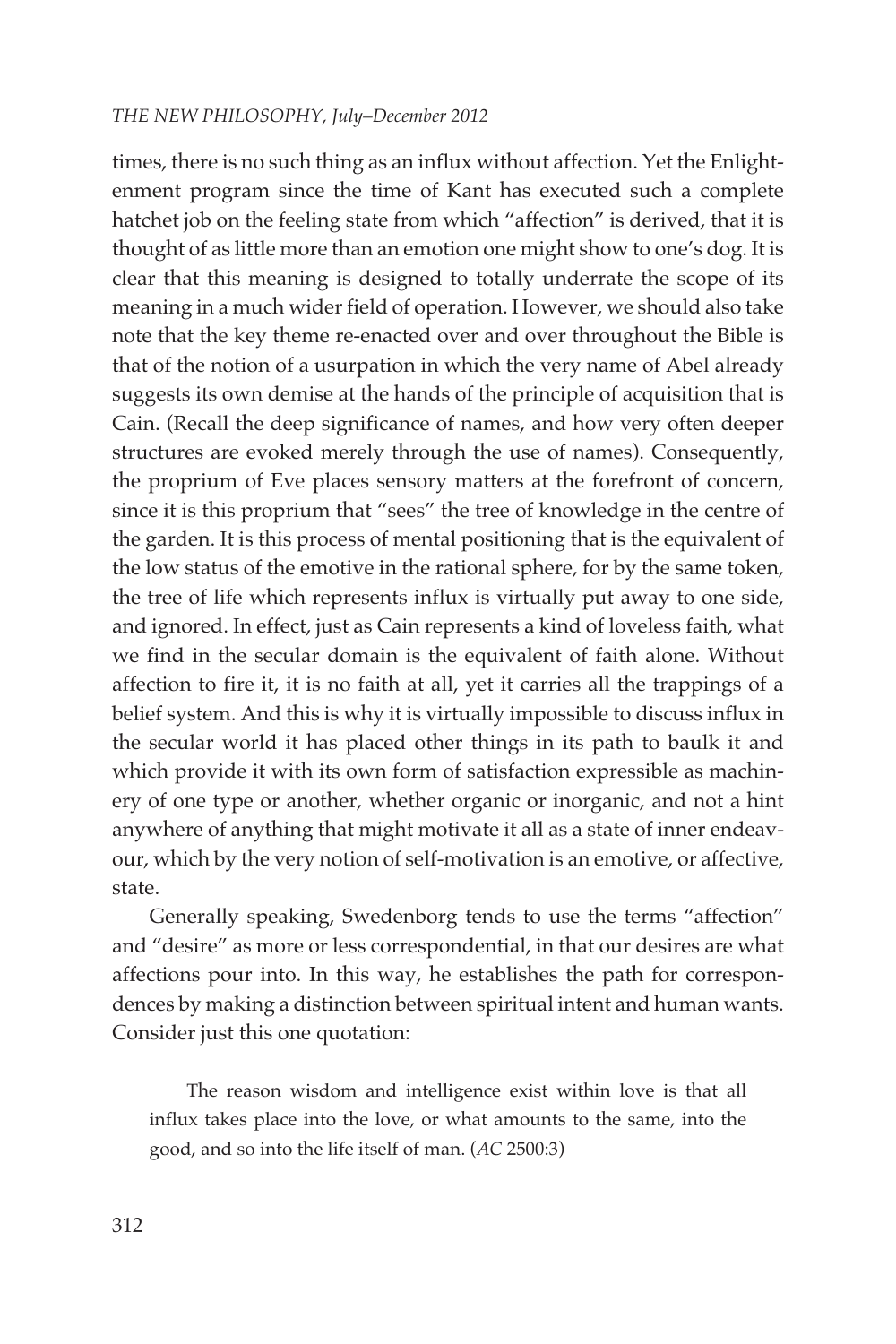times, there is no such thing as an influx without affection. Yet the Enlightenment program since the time of Kant has executed such a complete hatchet job on the feeling state from which "affection" is derived, that it is thought of as little more than an emotion one might show to one's dog. It is clear that this meaning is designed to totally underrate the scope of its meaning in a much wider field of operation. However, we should also take note that the key theme re-enacted over and over throughout the Bible is that of the notion of a usurpation in which the very name of Abel already suggests its own demise at the hands of the principle of acquisition that is Cain. (Recall the deep significance of names, and how very often deeper structures are evoked merely through the use of names). Consequently, the proprium of Eve places sensory matters at the forefront of concern, since it is this proprium that "sees" the tree of knowledge in the centre of the garden. It is this process of mental positioning that is the equivalent of the low status of the emotive in the rational sphere, for by the same token, the tree of life which represents influx is virtually put away to one side, and ignored. In effect, just as Cain represents a kind of loveless faith, what we find in the secular domain is the equivalent of faith alone. Without affection to fire it, it is no faith at all, yet it carries all the trappings of a belief system. And this is why it is virtually impossible to discuss influx in the secular world it has placed other things in its path to baulk it and which provide it with its own form of satisfaction expressible as machinery of one type or another, whether organic or inorganic, and not a hint anywhere of anything that might motivate it all as a state of inner endeavour, which by the very notion of self-motivation is an emotive, or affective, state.

Generally speaking, Swedenborg tends to use the terms "affection" and "desire" as more or less correspondential, in that our desires are what affections pour into. In this way, he establishes the path for correspondences by making a distinction between spiritual intent and human wants. Consider just this one quotation:

> The reason wisdom and intelligence exist within love is that all influx takes place into the love, or what amounts to the same, into the good, and so into the life itself of man. (*AC* 2500:3)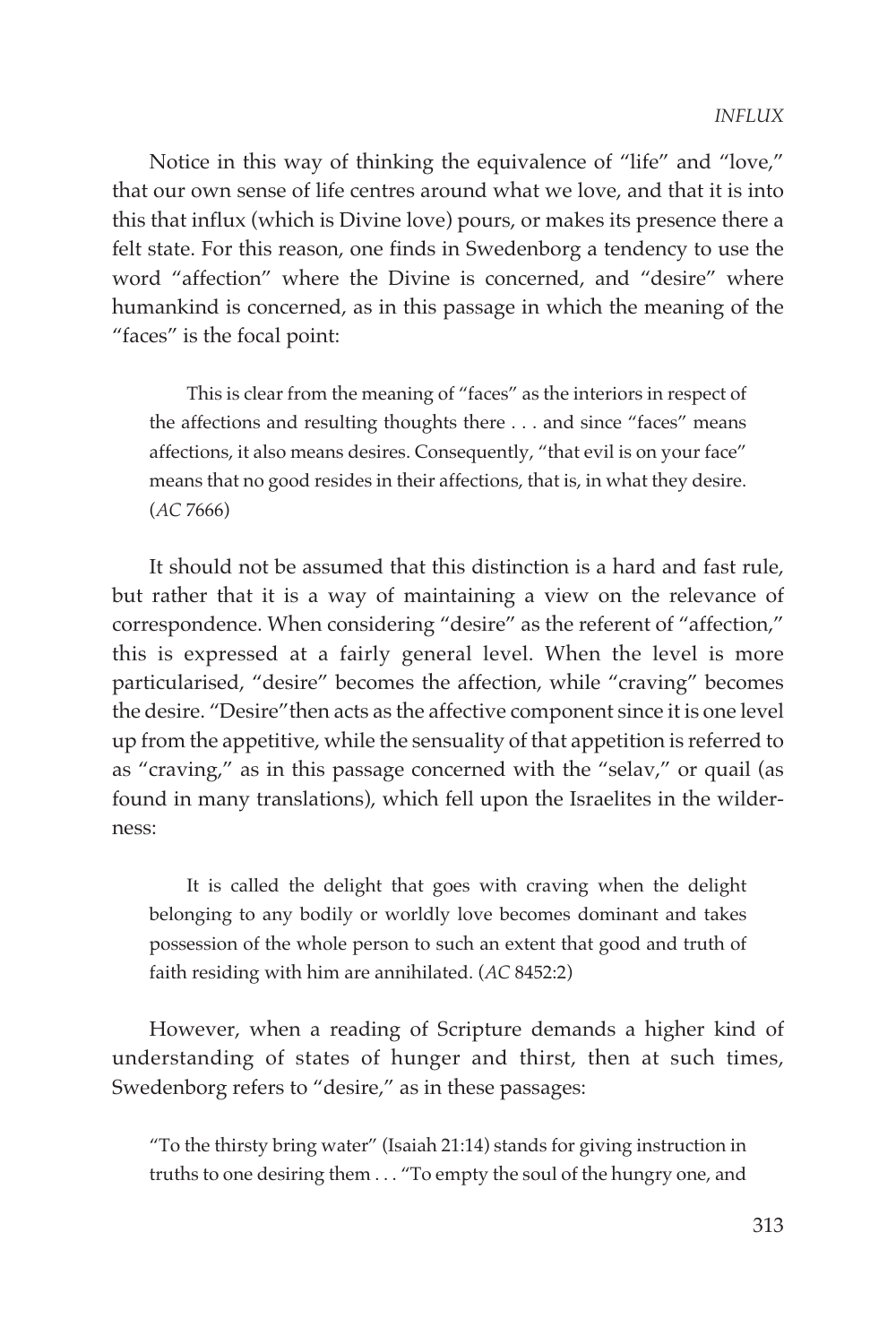Notice in this way of thinking the equivalence of "life" and "love," that our own sense of life centres around what we love, and that it is into this that influx (which is Divine love) pours, or makes its presence there a felt state. For this reason, one finds in Swedenborg a tendency to use the word "affection" where the Divine is concerned, and "desire" where humankind is concerned, as in this passage in which the meaning of the "faces" is the focal point:

> This is clear from the meaning of "faces" as the interiors in respect of the affections and resulting thoughts there . . . and since "faces" means affections, it also means desires. Consequently, "that evil is on your face" means that no good resides in their affections, that is, in what they desire. (*AC* 7666)

It should not be assumed that this distinction is a hard and fast rule, but rather that it is a way of maintaining a view on the relevance of correspondence. When considering "desire" as the referent of "affection," this is expressed at a fairly general level. When the level is more particularised, "desire" becomes the affection, while "craving" becomes the desire. "Desire" then acts as the affective component since it is one level up from the appetitive, while the sensuality of that appetition is referred to as "craving," as in this passage concerned with the "selav," or quail (as found in many translations), which fell upon the Israelites in the wilderness:

> It is called the delight that goes with craving when the delight belonging to any bodily or worldly love becomes dominant and takes possession of the whole person to such an extent that good and truth of faith residing with him are annihilated. (*AC* 8452:2)

However, when a reading of Scripture demands a higher kind of understanding of states of hunger and thirst, then at such times, Swedenborg refers to "desire," as in these passages:

> "To the thirsty bring water" (Isaiah 21:14) stands for giving instruction in truths to one desiring them . . . "To empty the soul of the hungry one, and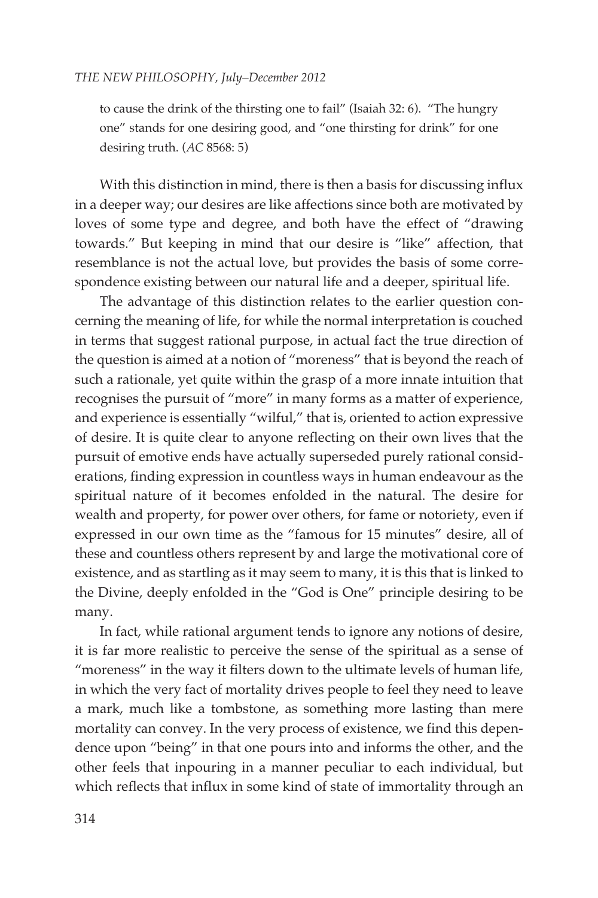to cause the drink of the thirsting one to fail" (Isaiah 32: 6). "The hungry one" stands for one desiring good, and "one thirsting for drink" for one desiring truth. (*AC* 8568: 5)

With this distinction in mind, there is then a basis for discussing influx in a deeper way; our desires are like affections since both are motivated by loves of some type and degree, and both have the effect of "drawing towards." But keeping in mind that our desire is "like" affection, that resemblance is not the actual love, but provides the basis of some correspondence existing between our natural life and a deeper, spiritual life.

The advantage of this distinction relates to the earlier question concerning the meaning of life, for while the normal interpretation is couched in terms that suggest rational purpose, in actual fact the true direction of the question is aimed at a notion of "moreness" that is beyond the reach of such a rationale, yet quite within the grasp of a more innate intuition that recognises the pursuit of "more" in many forms as a matter of experience, and experience is essentially "wilful," that is, oriented to action expressive of desire. It is quite clear to anyone reflecting on their own lives that the pursuit of emotive ends have actually superseded purely rational considerations, finding expression in countless ways in human endeavour as the spiritual nature of it becomes enfolded in the natural. The desire for wealth and property, for power over others, for fame or notoriety, even if expressed in our own time as the "famous for 15 minutes" desire, all of these and countless others represent by and large the motivational core of existence, and as startling as it may seem to many, it is this that is linked to the Divine, deeply enfolded in the "God is One" principle desiring to be many.

In fact, while rational argument tends to ignore any notions of desire, it is far more realistic to perceive the sense of the spiritual as a sense of "moreness" in the way it filters down to the ultimate levels of human life, in which the very fact of mortality drives people to feel they need to leave a mark, much like a tombstone, as something more lasting than mere mortality can convey. In the very process of existence, we find this dependence upon "being" in that one pours into and informs the other, and the other feels that inpouring in a manner peculiar to each individual, but which reflects that influx in some kind of state of immortality through an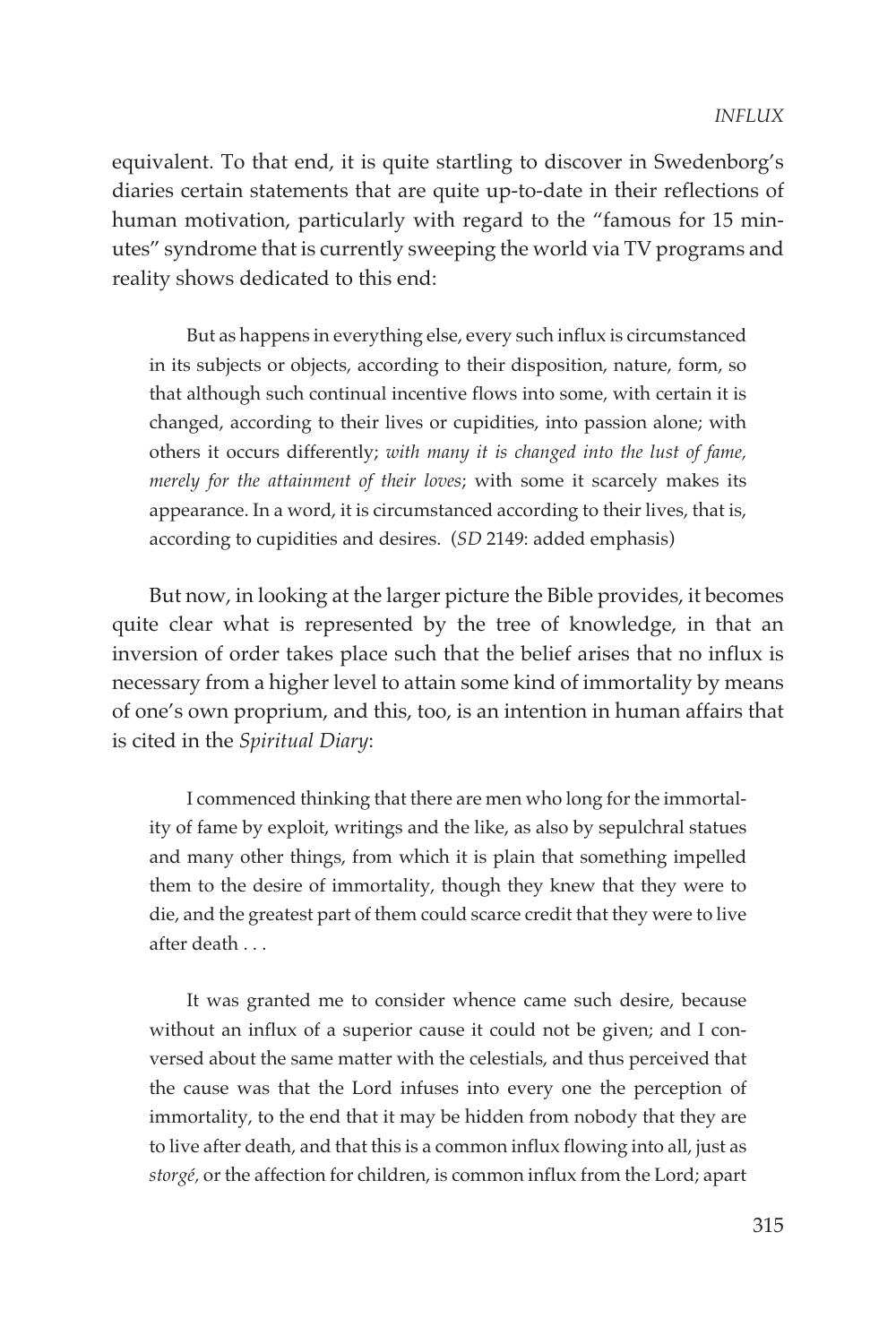equivalent. To that end, it is quite startling to discover in Swedenborg's diaries certain statements that are quite up-to-date in their reflections of human motivation, particularly with regard to the "famous for 15 minutes" syndrome that is currently sweeping the world via TV programs and reality shows dedicated to this end:

> But as happens in everything else, every such influx is circumstanced in its subjects or objects, according to their disposition, nature, form, so that although such continual incentive flows into some, with certain it is changed, according to their lives or cupidities, into passion alone; with others it occurs differently; *with many it is changed into the lust of fame, merely for the attainment of their loves*; with some it scarcely makes its appearance. In a word, it is circumstanced according to their lives, that is, according to cupidities and desires. (*SD* 2149: added emphasis)

But now, in looking at the larger picture the Bible provides, it becomes quite clear what is represented by the tree of knowledge, in that an inversion of order takes place such that the belief arises that no influx is necessary from a higher level to attain some kind of immortality by means of one's own proprium, and this, too, is an intention in human affairs that is cited in the *Spiritual Diary*:

> I commenced thinking that there are men who long for the immortality of fame by exploit, writings and the like, as also by sepulchral statues and many other things, from which it is plain that something impelled them to the desire of immortality, though they knew that they were to die, and the greatest part of them could scarce credit that they were to live after death . . .
>
> It was granted me to consider whence came such desire, because without an influx of a superior cause it could not be given; and I conversed about the same matter with the celestials, and thus perceived that the cause was that the Lord infuses into every one the perception of immortality, to the end that it may be hidden from nobody that they are to live after death, and that this is a common influx flowing into all, just as *storgé*, or the affection for children, is common influx from the Lord; apart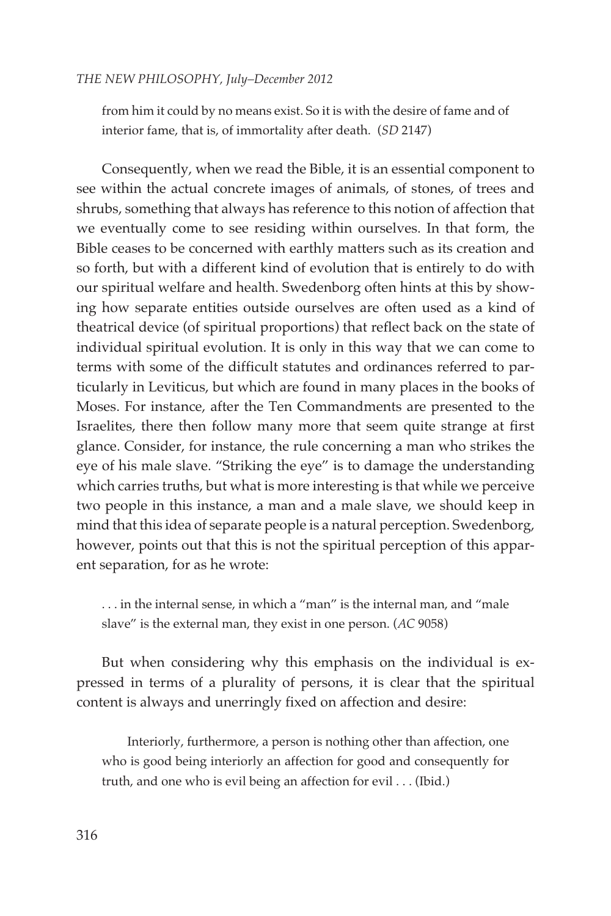> from him it could by no means exist. So it is with the desire of fame and of interior fame, that is, of immortality after death. (*SD* 2147)

Consequently, when we read the Bible, it is an essential component to see within the actual concrete images of animals, of stones, of trees and shrubs, something that always has reference to this notion of affection that we eventually come to see residing within ourselves. In that form, the Bible ceases to be concerned with earthly matters such as its creation and so forth, but with a different kind of evolution that is entirely to do with our spiritual welfare and health. Swedenborg often hints at this by showing how separate entities outside ourselves are often used as a kind of theatrical device (of spiritual proportions) that reflect back on the state of individual spiritual evolution. It is only in this way that we can come to terms with some of the difficult statutes and ordinances referred to particularly in Leviticus, but which are found in many places in the books of Moses. For instance, after the Ten Commandments are presented to the Israelites, there then follow many more that seem quite strange at first glance. Consider, for instance, the rule concerning a man who strikes the eye of his male slave. "Striking the eye" is to damage the understanding which carries truths, but what is more interesting is that while we perceive two people in this instance, a man and a male slave, we should keep in mind that this idea of separate people is a natural perception. Swedenborg, however, points out that this is not the spiritual perception of this apparent separation, for as he wrote:

> . . . in the internal sense, in which a "man" is the internal man, and "male slave" is the external man, they exist in one person. (*AC* 9058)

But when considering why this emphasis on the individual is expressed in terms of a plurality of persons, it is clear that the spiritual content is always and unerringly fixed on affection and desire:

> Interiorly, furthermore, a person is nothing other than affection, one who is good being interiorly an affection for good and consequently for truth, and one who is evil being an affection for evil . . . (Ibid.)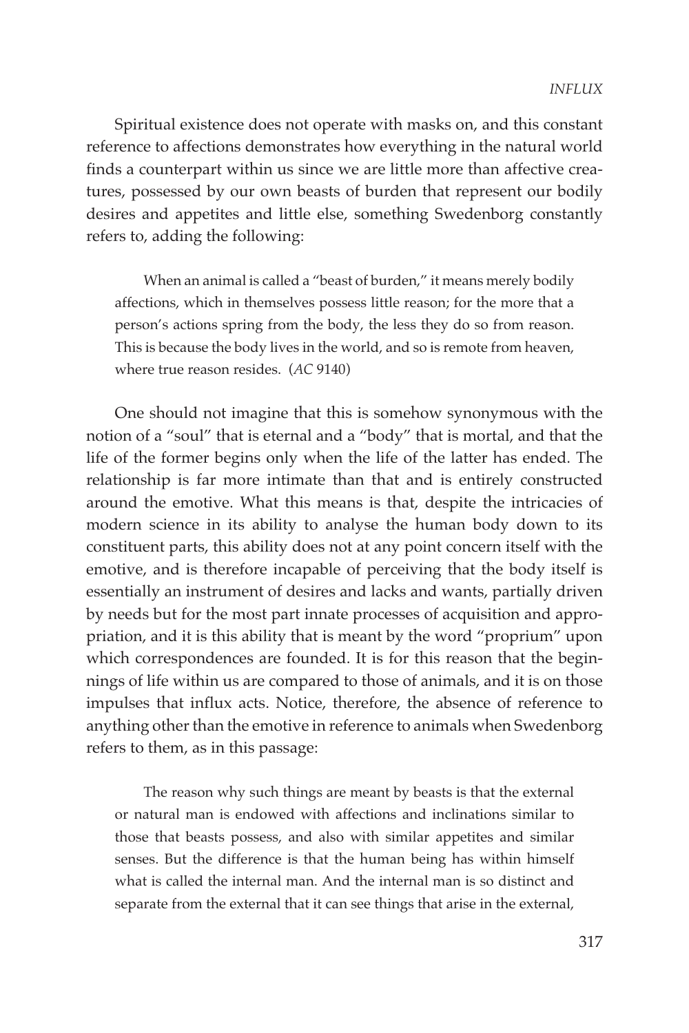Spiritual existence does not operate with masks on, and this constant reference to affections demonstrates how everything in the natural world finds a counterpart within us since we are little more than affective creatures, possessed by our own beasts of burden that represent our bodily desires and appetites and little else, something Swedenborg constantly refers to, adding the following:

> When an animal is called a "beast of burden," it means merely bodily affections, which in themselves possess little reason; for the more that a person's actions spring from the body, the less they do so from reason. This is because the body lives in the world, and so is remote from heaven, where true reason resides. (*AC* 9140)

One should not imagine that this is somehow synonymous with the notion of a "soul" that is eternal and a "body" that is mortal, and that the life of the former begins only when the life of the latter has ended. The relationship is far more intimate than that and is entirely constructed around the emotive. What this means is that, despite the intricacies of modern science in its ability to analyse the human body down to its constituent parts, this ability does not at any point concern itself with the emotive, and is therefore incapable of perceiving that the body itself is essentially an instrument of desires and lacks and wants, partially driven by needs but for the most part innate processes of acquisition and appropriation, and it is this ability that is meant by the word "proprium" upon which correspondences are founded. It is for this reason that the beginnings of life within us are compared to those of animals, and it is on those impulses that influx acts. Notice, therefore, the absence of reference to anything other than the emotive in reference to animals when Swedenborg refers to them, as in this passage:

> The reason why such things are meant by beasts is that the external or natural man is endowed with affections and inclinations similar to those that beasts possess, and also with similar appetites and similar senses. But the difference is that the human being has within himself what is called the internal man. And the internal man is so distinct and separate from the external that it can see things that arise in the external,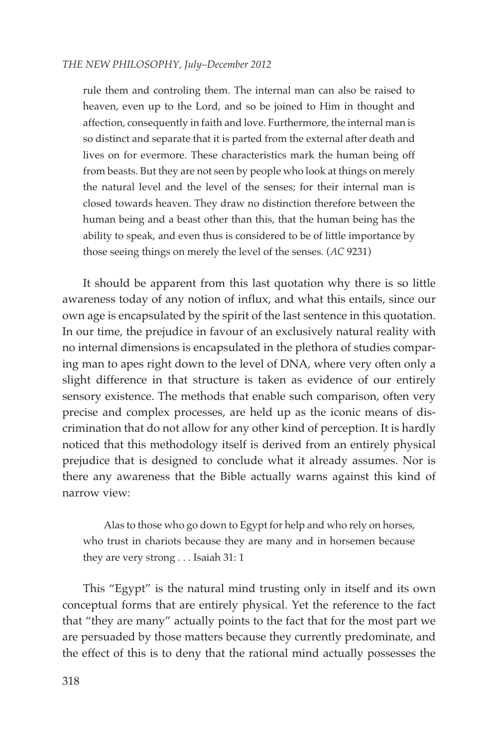> rule them and controling them. The internal man can also be raised to heaven, even up to the Lord, and so be joined to Him in thought and affection, consequently in faith and love. Furthermore, the internal man is so distinct and separate that it is parted from the external after death and lives on for evermore. These characteristics mark the human being off from beasts. But they are not seen by people who look at things on merely the natural level and the level of the senses; for their internal man is closed towards heaven. They draw no distinction therefore between the human being and a beast other than this, that the human being has the ability to speak, and even thus is considered to be of little importance by those seeing things on merely the level of the senses. (*AC* 9231)

It should be apparent from this last quotation why there is so little awareness today of any notion of influx, and what this entails, since our own age is encapsulated by the spirit of the last sentence in this quotation. In our time, the prejudice in favour of an exclusively natural reality with no internal dimensions is encapsulated in the plethora of studies comparing man to apes right down to the level of DNA, where very often only a slight difference in that structure is taken as evidence of our entirely sensory existence. The methods that enable such comparison, often very precise and complex processes, are held up as the iconic means of discrimination that do not allow for any other kind of perception. It is hardly noticed that this methodology itself is derived from an entirely physical prejudice that is designed to conclude what it already assumes. Nor is there any awareness that the Bible actually warns against this kind of narrow view:

> Alas to those who go down to Egypt for help and who rely on horses, who trust in chariots because they are many and in horsemen because they are very strong . . . Isaiah 31: 1

This "Egypt" is the natural mind trusting only in itself and its own conceptual forms that are entirely physical. Yet the reference to the fact that "they are many" actually points to the fact that for the most part we are persuaded by those matters because they currently predominate, and the effect of this is to deny that the rational mind actually possesses the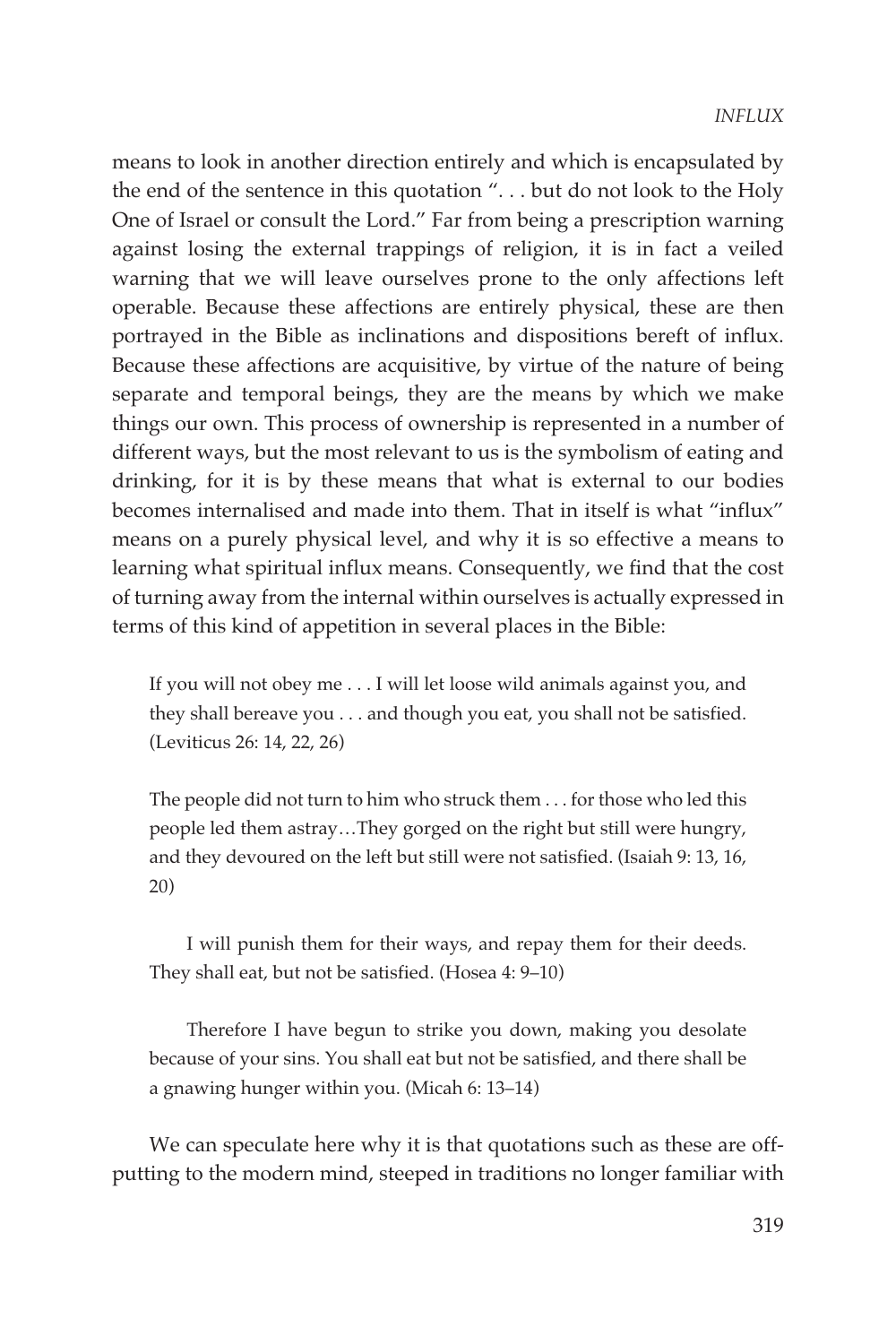means to look in another direction entirely and which is encapsulated by the end of the sentence in this quotation ". . . but do not look to the Holy One of Israel or consult the Lord." Far from being a prescription warning against losing the external trappings of religion, it is in fact a veiled warning that we will leave ourselves prone to the only affections left operable. Because these affections are entirely physical, these are then portrayed in the Bible as inclinations and dispositions bereft of influx. Because these affections are acquisitive, by virtue of the nature of being separate and temporal beings, they are the means by which we make things our own. This process of ownership is represented in a number of different ways, but the most relevant to us is the symbolism of eating and drinking, for it is by these means that what is external to our bodies becomes internalised and made into them. That in itself is what "influx" means on a purely physical level, and why it is so effective a means to learning what spiritual influx means. Consequently, we find that the cost of turning away from the internal within ourselves is actually expressed in terms of this kind of appetition in several places in the Bible:

> If you will not obey me . . . I will let loose wild animals against you, and they shall bereave you . . . and though you eat, you shall not be satisfied. (Leviticus 26: 14, 22, 26)

> The people did not turn to him who struck them . . . for those who led this people led them astray…They gorged on the right but still were hungry, and they devoured on the left but still were not satisfied. (Isaiah 9: 13, 16, 20)

> I will punish them for their ways, and repay them for their deeds. They shall eat, but not be satisfied. (Hosea 4: 9–10)

> Therefore I have begun to strike you down, making you desolate because of your sins. You shall eat but not be satisfied, and there shall be a gnawing hunger within you. (Micah 6: 13–14)

We can speculate here why it is that quotations such as these are off-putting to the modern mind, steeped in traditions no longer familiar with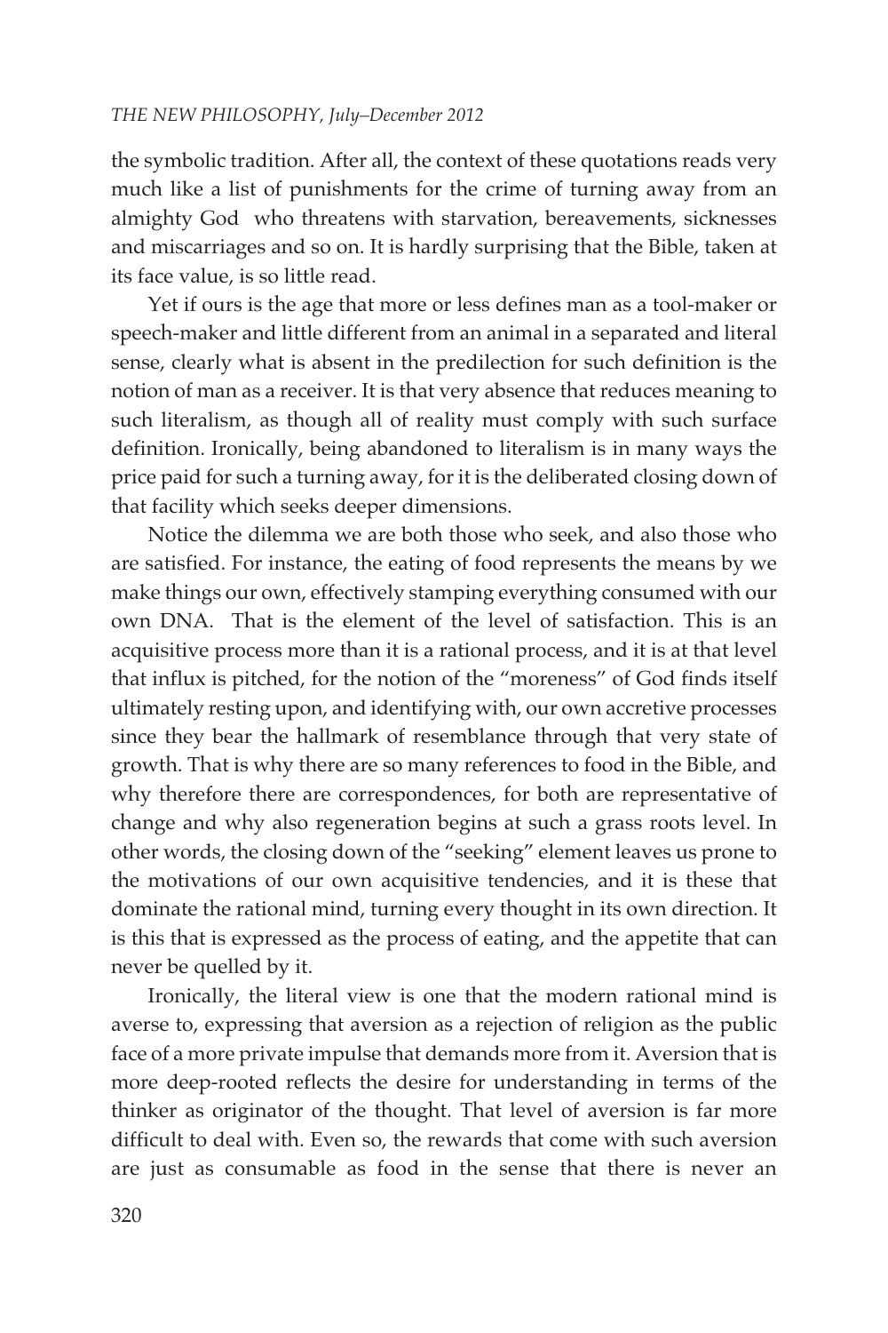the symbolic tradition. After all, the context of these quotations reads very much like a list of punishments for the crime of turning away from an almighty God who threatens with starvation, bereavements, sicknesses and miscarriages and so on. It is hardly surprising that the Bible, taken at its face value, is so little read.

Yet if ours is the age that more or less defines man as a tool-maker or speech-maker and little different from an animal in a separated and literal sense, clearly what is absent in the predilection for such definition is the notion of man as a receiver. It is that very absence that reduces meaning to such literalism, as though all of reality must comply with such surface definition. Ironically, being abandoned to literalism is in many ways the price paid for such a turning away, for it is the deliberated closing down of that facility which seeks deeper dimensions.

Notice the dilemma we are both those who seek, and also those who are satisfied. For instance, the eating of food represents the means by we make things our own, effectively stamping everything consumed with our own DNA. That is the element of the level of satisfaction. This is an acquisitive process more than it is a rational process, and it is at that level that influx is pitched, for the notion of the "moreness" of God finds itself ultimately resting upon, and identifying with, our own accretive processes since they bear the hallmark of resemblance through that very state of growth. That is why there are so many references to food in the Bible, and why therefore there are correspondences, for both are representative of change and why also regeneration begins at such a grass roots level. In other words, the closing down of the "seeking" element leaves us prone to the motivations of our own acquisitive tendencies, and it is these that dominate the rational mind, turning every thought in its own direction. It is this that is expressed as the process of eating, and the appetite that can never be quelled by it.

Ironically, the literal view is one that the modern rational mind is averse to, expressing that aversion as a rejection of religion as the public face of a more private impulse that demands more from it. Aversion that is more deep-rooted reflects the desire for understanding in terms of the thinker as originator of the thought. That level of aversion is far more difficult to deal with. Even so, the rewards that come with such aversion are just as consumable as food in the sense that there is never an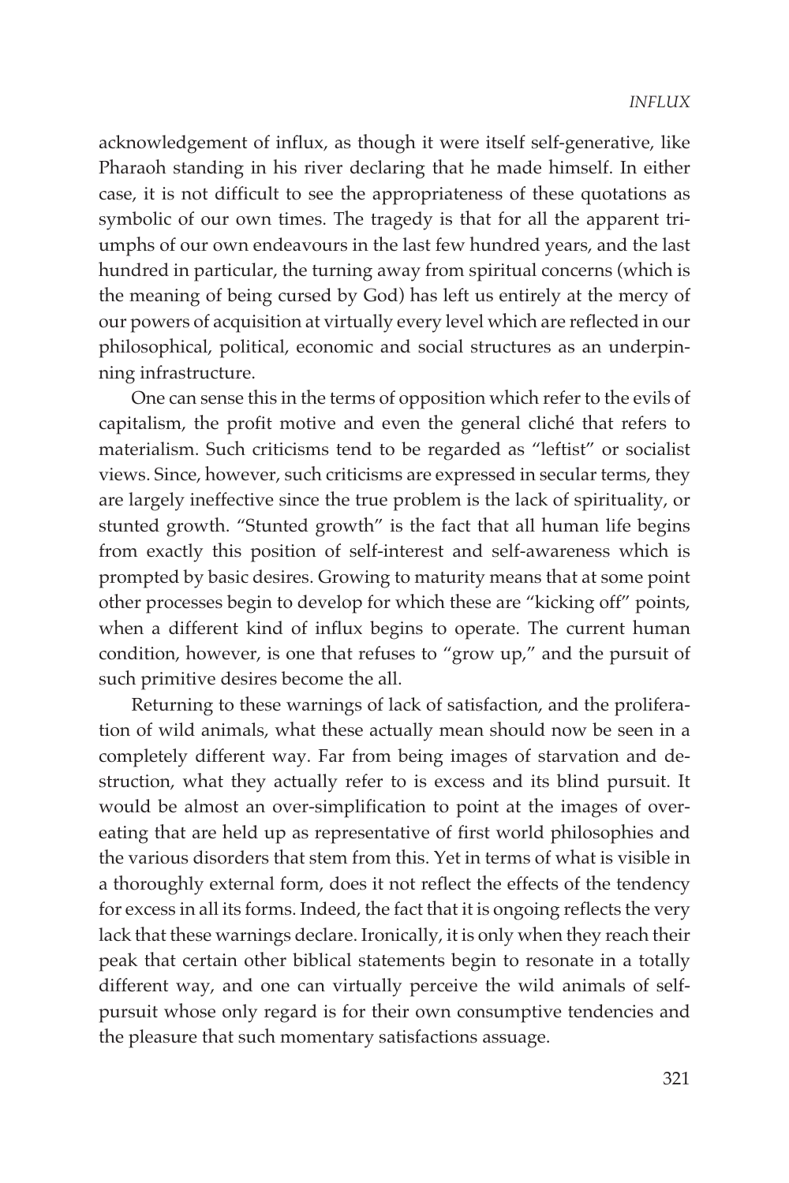acknowledgement of influx, as though it were itself self-generative, like Pharaoh standing in his river declaring that he made himself. In either case, it is not difficult to see the appropriateness of these quotations as symbolic of our own times. The tragedy is that for all the apparent triumphs of our own endeavours in the last few hundred years, and the last hundred in particular, the turning away from spiritual concerns (which is the meaning of being cursed by God) has left us entirely at the mercy of our powers of acquisition at virtually every level which are reflected in our philosophical, political, economic and social structures as an underpinning infrastructure.

One can sense this in the terms of opposition which refer to the evils of capitalism, the profit motive and even the general cliché that refers to materialism. Such criticisms tend to be regarded as "leftist" or socialist views. Since, however, such criticisms are expressed in secular terms, they are largely ineffective since the true problem is the lack of spirituality, or stunted growth. "Stunted growth" is the fact that all human life begins from exactly this position of self-interest and self-awareness which is prompted by basic desires. Growing to maturity means that at some point other processes begin to develop for which these are "kicking off" points, when a different kind of influx begins to operate. The current human condition, however, is one that refuses to "grow up," and the pursuit of such primitive desires become the all.

Returning to these warnings of lack of satisfaction, and the proliferation of wild animals, what these actually mean should now be seen in a completely different way. Far from being images of starvation and destruction, what they actually refer to is excess and its blind pursuit. It would be almost an over-simplification to point at the images of over-eating that are held up as representative of first world philosophies and the various disorders that stem from this. Yet in terms of what is visible in a thoroughly external form, does it not reflect the effects of the tendency for excess in all its forms. Indeed, the fact that it is ongoing reflects the very lack that these warnings declare. Ironically, it is only when they reach their peak that certain other biblical statements begin to resonate in a totally different way, and one can virtually perceive the wild animals of self-pursuit whose only regard is for their own consumptive tendencies and the pleasure that such momentary satisfactions assuage.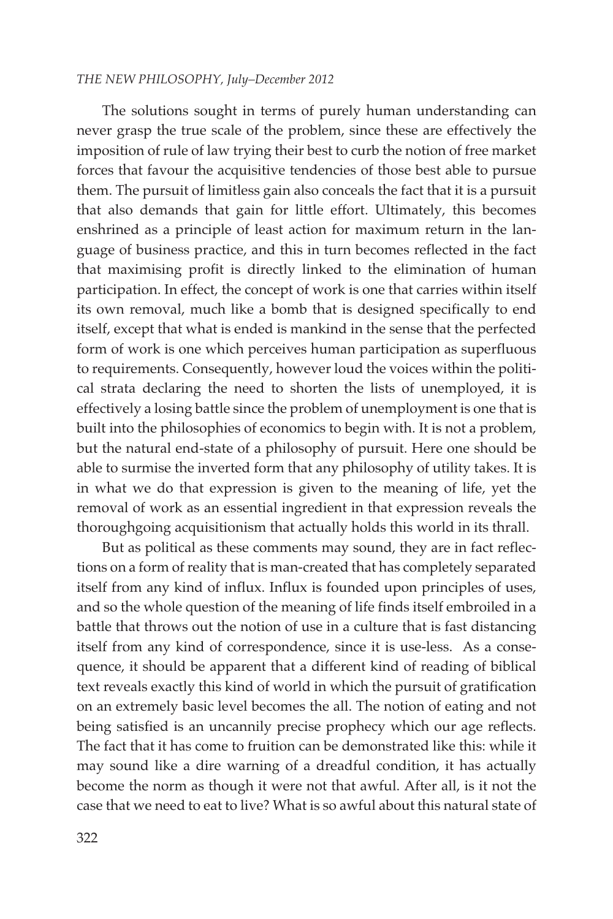The solutions sought in terms of purely human understanding can never grasp the true scale of the problem, since these are effectively the imposition of rule of law trying their best to curb the notion of free market forces that favour the acquisitive tendencies of those best able to pursue them. The pursuit of limitless gain also conceals the fact that it is a pursuit that also demands that gain for little effort. Ultimately, this becomes enshrined as a principle of least action for maximum return in the language of business practice, and this in turn becomes reflected in the fact that maximising profit is directly linked to the elimination of human participation. In effect, the concept of work is one that carries within itself its own removal, much like a bomb that is designed specifically to end itself, except that what is ended is mankind in the sense that the perfected form of work is one which perceives human participation as superfluous to requirements. Consequently, however loud the voices within the political strata declaring the need to shorten the lists of unemployed, it is effectively a losing battle since the problem of unemployment is one that is built into the philosophies of economics to begin with. It is not a problem, but the natural end-state of a philosophy of pursuit. Here one should be able to surmise the inverted form that any philosophy of utility takes. It is in what we do that expression is given to the meaning of life, yet the removal of work as an essential ingredient in that expression reveals the thoroughgoing acquisitionism that actually holds this world in its thrall.

But as political as these comments may sound, they are in fact reflections on a form of reality that is man-created that has completely separated itself from any kind of influx. Influx is founded upon principles of uses, and so the whole question of the meaning of life finds itself embroiled in a battle that throws out the notion of use in a culture that is fast distancing itself from any kind of correspondence, since it is use-less. As a consequence, it should be apparent that a different kind of reading of biblical text reveals exactly this kind of world in which the pursuit of gratification on an extremely basic level becomes the all. The notion of eating and not being satisfied is an uncannily precise prophecy which our age reflects. The fact that it has come to fruition can be demonstrated like this: while it may sound like a dire warning of a dreadful condition, it has actually become the norm as though it were not that awful. After all, is it not the case that we need to eat to live? What is so awful about this natural state of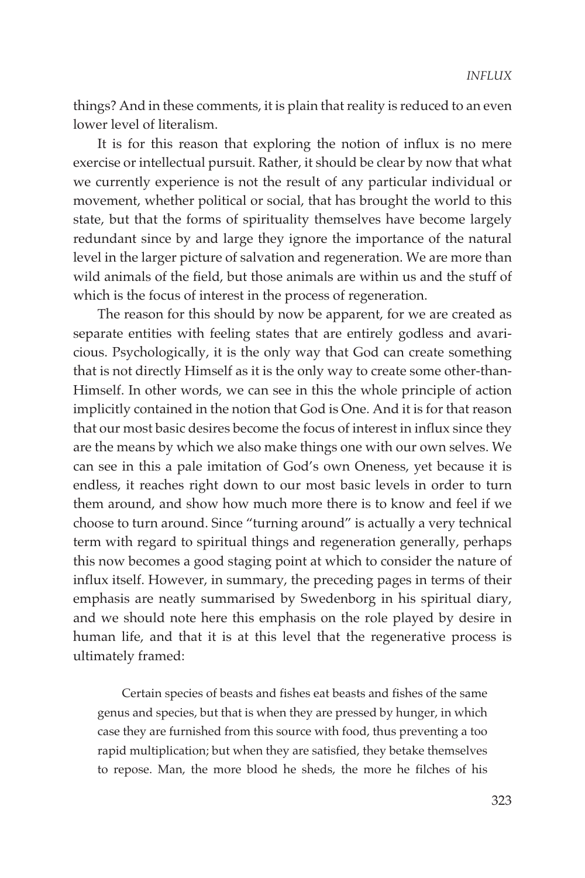things? And in these comments, it is plain that reality is reduced to an even lower level of literalism.

It is for this reason that exploring the notion of influx is no mere exercise or intellectual pursuit. Rather, it should be clear by now that what we currently experience is not the result of any particular individual or movement, whether political or social, that has brought the world to this state, but that the forms of spirituality themselves have become largely redundant since by and large they ignore the importance of the natural level in the larger picture of salvation and regeneration. We are more than wild animals of the field, but those animals are within us and the stuff of which is the focus of interest in the process of regeneration.

The reason for this should by now be apparent, for we are created as separate entities with feeling states that are entirely godless and avaricious. Psychologically, it is the only way that God can create something that is not directly Himself as it is the only way to create some other-than-Himself. In other words, we can see in this the whole principle of action implicitly contained in the notion that God is One. And it is for that reason that our most basic desires become the focus of interest in influx since they are the means by which we also make things one with our own selves. We can see in this a pale imitation of God's own Oneness, yet because it is endless, it reaches right down to our most basic levels in order to turn them around, and show how much more there is to know and feel if we choose to turn around. Since "turning around" is actually a very technical term with regard to spiritual things and regeneration generally, perhaps this now becomes a good staging point at which to consider the nature of influx itself. However, in summary, the preceding pages in terms of their emphasis are neatly summarised by Swedenborg in his spiritual diary, and we should note here this emphasis on the role played by desire in human life, and that it is at this level that the regenerative process is ultimately framed:

> Certain species of beasts and fishes eat beasts and fishes of the same genus and species, but that is when they are pressed by hunger, in which case they are furnished from this source with food, thus preventing a too rapid multiplication; but when they are satisfied, they betake themselves to repose. Man, the more blood he sheds, the more he filches of his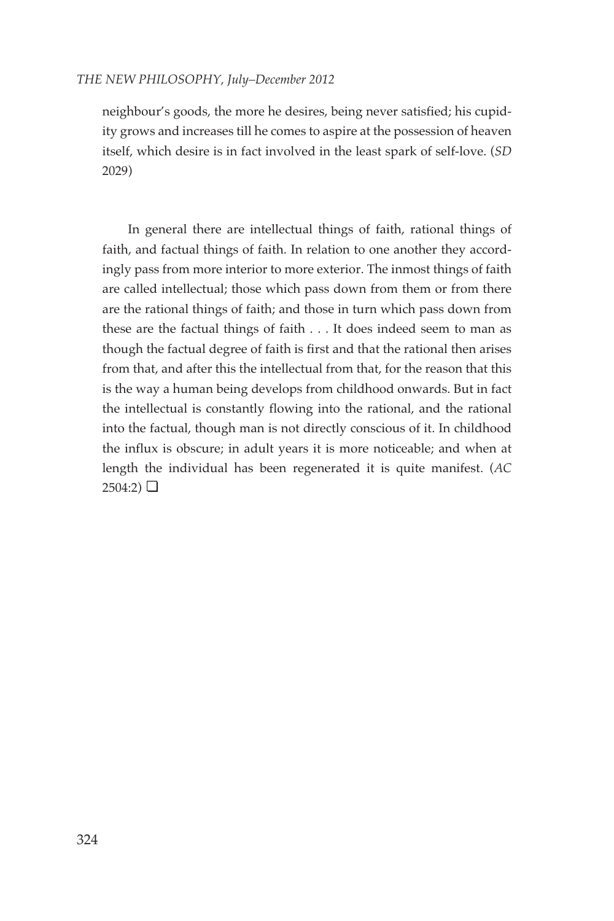neighbour's goods, the more he desires, being never satisfied; his cupidity grows and increases till he comes to aspire at the possession of heaven itself, which desire is in fact involved in the least spark of self-love. (*SD* 2029)

In general there are intellectual things of faith, rational things of faith, and factual things of faith. In relation to one another they accordingly pass from more interior to more exterior. The inmost things of faith are called intellectual; those which pass down from them or from there are the rational things of faith; and those in turn which pass down from these are the factual things of faith . . . It does indeed seem to man as though the factual degree of faith is first and that the rational then arises from that, and after this the intellectual from that, for the reason that this is the way a human being develops from childhood onwards. But in fact the intellectual is constantly flowing into the rational, and the rational into the factual, though man is not directly conscious of it. In childhood the influx is obscure; in adult years it is more noticeable; and when at length the individual has been regenerated it is quite manifest. (*AC* 2504:2) ❑